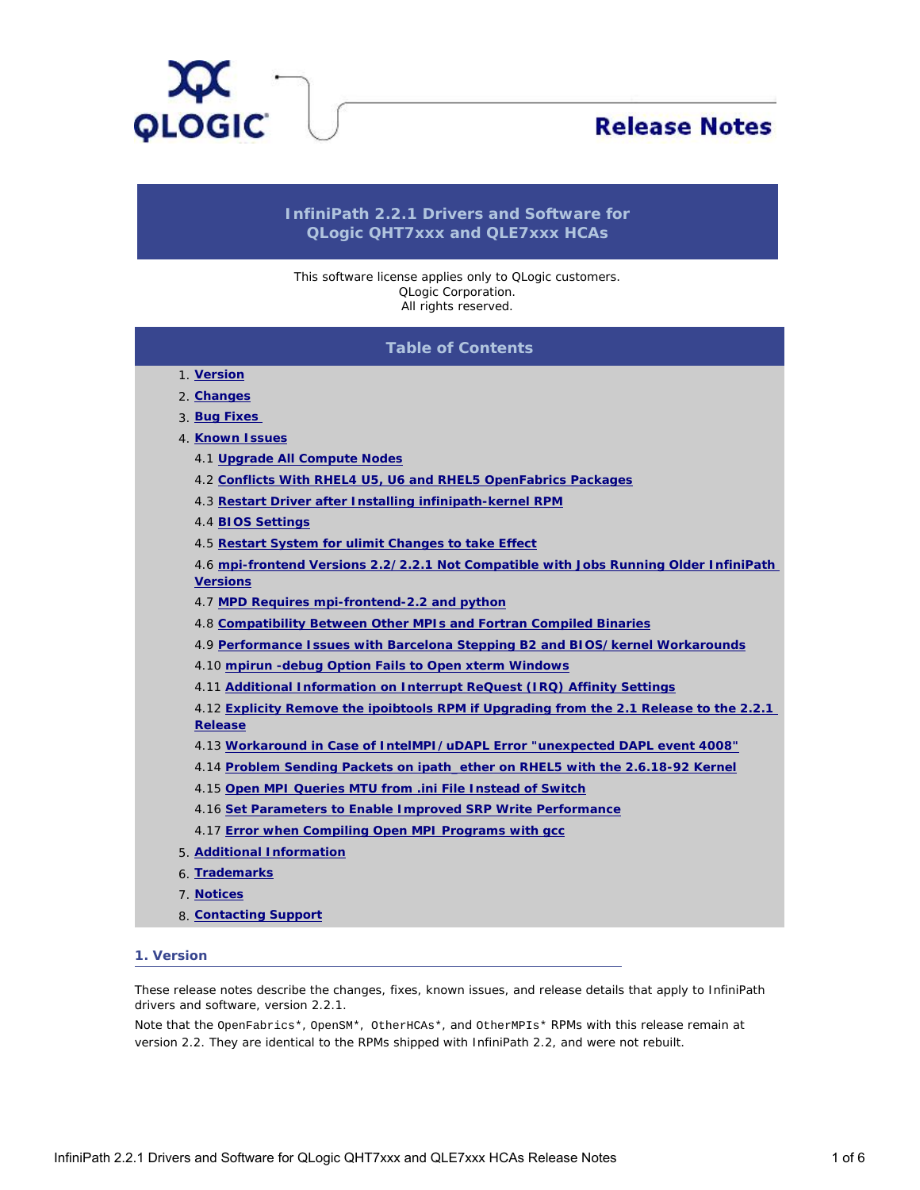# Release Notes

## InfiniPath 2.2.1 Drivers and Software for QLogic QHT7xxx and QLE7xxx HCAs

This software license applies only to QLogic customers.
QLogic Corporation.
All rights reserved.

## Table of Contents

1. Version
2. Changes
3. Bug Fixes
4. Known Issues
   - 4.1 Upgrade All Compute Nodes
   - 4.2 Conflicts With RHEL4 U5, U6 and RHEL5 OpenFabrics Packages
   - 4.3 Restart Driver after Installing infinipath-kernel RPM
   - 4.4 BIOS Settings
   - 4.5 Restart System for ulimit Changes to take Effect
   - 4.6 mpi-frontend Versions 2.2/2.2.1 Not Compatible with Jobs Running Older InfiniPath Versions
   - 4.7 MPD Requires mpi-frontend-2.2 and python
   - 4.8 Compatibility Between Other MPIs and Fortran Compiled Binaries
   - 4.9 Performance Issues with Barcelona Stepping B2 and BIOS/kernel Workarounds
   - 4.10 mpirun -debug Option Fails to Open xterm Windows
   - 4.11 Additional Information on Interrupt ReQuest (IRQ) Affinity Settings
   - 4.12 Explicity Remove the ipoibtools RPM if Upgrading from the 2.1 Release to the 2.2.1 Release
   - 4.13 Workaround in Case of IntelMPI/uDAPL Error "unexpected DAPL event 4008"
   - 4.14 Problem Sending Packets on ipath_ether on RHEL5 with the 2.6.18-92 Kernel
   - 4.15 Open MPI Queries MTU from .ini File Instead of Switch
   - 4.16 Set Parameters to Enable Improved SRP Write Performance
   - 4.17 Error when Compiling Open MPI Programs with gcc
5. Additional Information
6. Trademarks
7. Notices
8. Contacting Support

### 1. Version

These release notes describe the changes, fixes, known issues, and release details that apply to InfiniPath drivers and software, version 2.2.1.

Note that the `OpenFabrics*`, `OpenSM*`, `OtherHCAs*`, and `OtherMPIs*` RPMs with this release remain at version 2.2. They are identical to the RPMs shipped with InfiniPath 2.2, and were not rebuilt.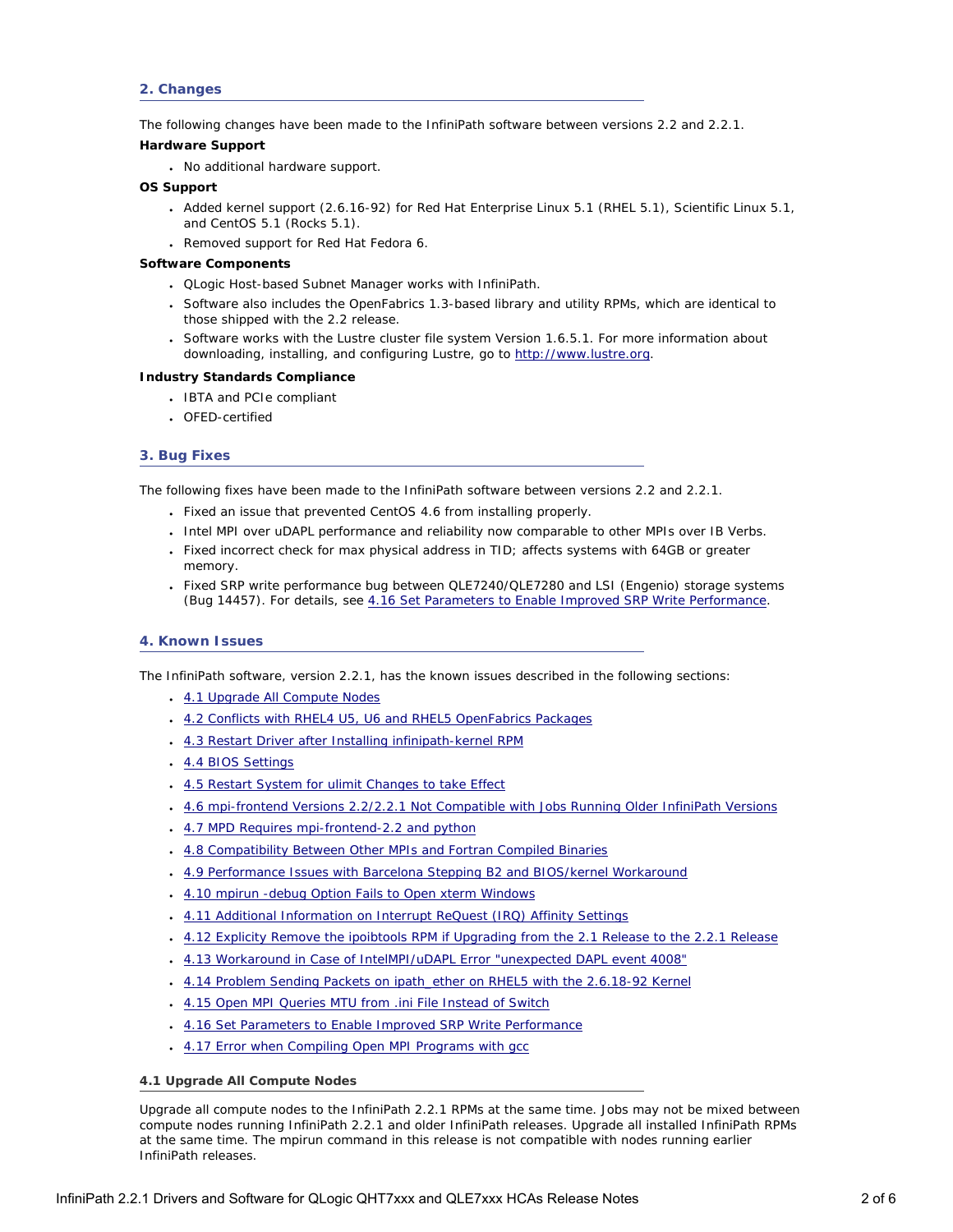## 2. Changes

The following changes have been made to the InfiniPath software between versions 2.2 and 2.2.1.

**Hardware Support**

- No additional hardware support.

**OS Support**

- Added kernel support (2.6.16-92) for Red Hat Enterprise Linux 5.1 (RHEL 5.1), Scientific Linux 5.1, and CentOS 5.1 (Rocks 5.1).
- Removed support for Red Hat Fedora 6.

**Software Components**

- QLogic Host-based Subnet Manager works with InfiniPath.
- Software also includes the OpenFabrics 1.3-based library and utility RPMs, which are identical to those shipped with the 2.2 release.
- Software works with the Lustre cluster file system Version 1.6.5.1. For more information about downloading, installing, and configuring Lustre, go to http://www.lustre.org.

**Industry Standards Compliance**

- IBTA and PCIe compliant
- OFED-certified

## 3. Bug Fixes

The following fixes have been made to the InfiniPath software between versions 2.2 and 2.2.1.

- Fixed an issue that prevented CentOS 4.6 from installing properly.
- Intel MPI over uDAPL performance and reliability now comparable to other MPIs over IB Verbs.
- Fixed incorrect check for max physical address in TID; affects systems with 64GB or greater memory.
- Fixed SRP write performance bug between QLE7240/QLE7280 and LSI (Engenio) storage systems (Bug 14457). For details, see 4.16 Set Parameters to Enable Improved SRP Write Performance.

## 4. Known Issues

The InfiniPath software, version 2.2.1, has the known issues described in the following sections:

- 4.1 Upgrade All Compute Nodes
- 4.2 Conflicts with RHEL4 U5, U6 and RHEL5 OpenFabrics Packages
- 4.3 Restart Driver after Installing infinipath-kernel RPM
- 4.4 BIOS Settings
- 4.5 Restart System for ulimit Changes to take Effect
- 4.6 mpi-frontend Versions 2.2/2.2.1 Not Compatible with Jobs Running Older InfiniPath Versions
- 4.7 MPD Requires mpi-frontend-2.2 and python
- 4.8 Compatibility Between Other MPIs and Fortran Compiled Binaries
- 4.9 Performance Issues with Barcelona Stepping B2 and BIOS/kernel Workaround
- 4.10 mpirun -debug Option Fails to Open xterm Windows
- 4.11 Additional Information on Interrupt ReQuest (IRQ) Affinity Settings
- 4.12 Explicity Remove the ipoibtools RPM if Upgrading from the 2.1 Release to the 2.2.1 Release
- 4.13 Workaround in Case of IntelMPI/uDAPL Error "unexpected DAPL event 4008"
- 4.14 Problem Sending Packets on ipath_ether on RHEL5 with the 2.6.18-92 Kernel
- 4.15 Open MPI Queries MTU from .ini File Instead of Switch
- 4.16 Set Parameters to Enable Improved SRP Write Performance
- 4.17 Error when Compiling Open MPI Programs with gcc

### 4.1 Upgrade All Compute Nodes

Upgrade all compute nodes to the InfiniPath 2.2.1 RPMs at the same time. Jobs may not be mixed between compute nodes running InfiniPath 2.2.1 and older InfiniPath releases. Upgrade all installed InfiniPath RPMs at the same time. The mpirun command in this release is not compatible with nodes running earlier InfiniPath releases.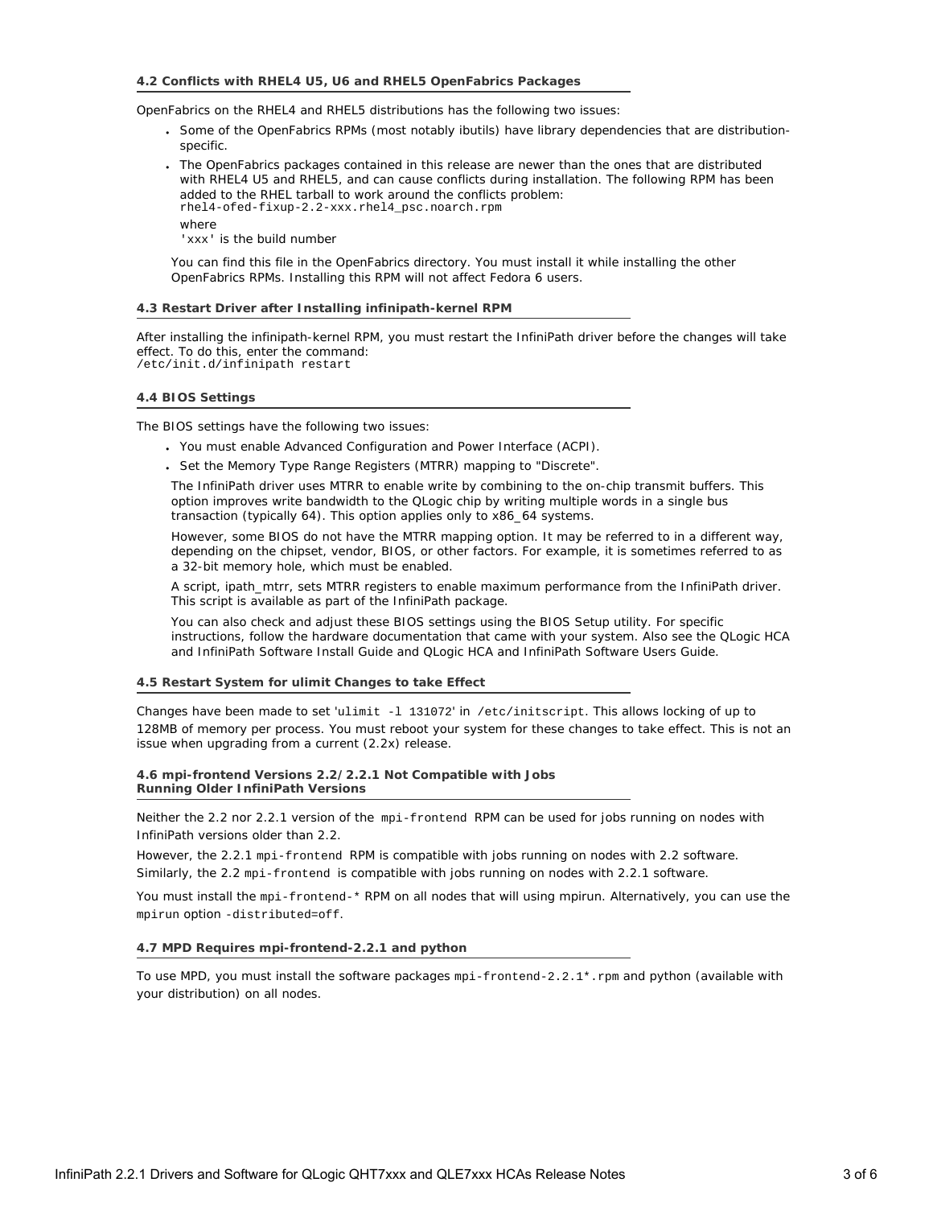#### 4.2 Conflicts with RHEL4 U5, U6 and RHEL5 OpenFabrics Packages

OpenFabrics on the RHEL4 and RHEL5 distributions has the following two issues:

- Some of the OpenFabrics RPMs (most notably ibutils) have library dependencies that are distribution-specific.
- The OpenFabrics packages contained in this release are newer than the ones that are distributed with RHEL4 U5 and RHEL5, and can cause conflicts during installation. The following RPM has been added to the RHEL tarball to work around the conflicts problem:
  `rhel4-ofed-fixup-2.2-xxx.rhel4_psc.noarch.rpm`
  where
  `'xxx'` is the build number

You can find this file in the OpenFabrics directory. You must install it while installing the other OpenFabrics RPMs. Installing this RPM will not affect Fedora 6 users.

#### 4.3 Restart Driver after Installing infinipath-kernel RPM

After installing the infinipath-kernel RPM, you must restart the InfiniPath driver before the changes will take effect. To do this, enter the command:
`/etc/init.d/infinipath restart`

#### 4.4 BIOS Settings

The BIOS settings have the following two issues:

- You must enable Advanced Configuration and Power Interface (ACPI).
- Set the Memory Type Range Registers (MTRR) mapping to "Discrete".

The InfiniPath driver uses MTRR to enable write by combining to the on-chip transmit buffers. This option improves write bandwidth to the QLogic chip by writing multiple words in a single bus transaction (typically 64). This option applies only to x86_64 systems.

However, some BIOS do not have the MTRR mapping option. It may be referred to in a different way, depending on the chipset, vendor, BIOS, or other factors. For example, it is sometimes referred to as a 32-bit memory hole, which must be enabled.

A script, ipath_mtrr, sets MTRR registers to enable maximum performance from the InfiniPath driver. This script is available as part of the InfiniPath package.

You can also check and adjust these BIOS settings using the BIOS Setup utility. For specific instructions, follow the hardware documentation that came with your system. Also see the QLogic HCA and InfiniPath Software Install Guide and QLogic HCA and InfiniPath Software Users Guide.

#### 4.5 Restart System for ulimit Changes to take Effect

Changes have been made to set '`ulimit -l 131072`' in `/etc/initscript`. This allows locking of up to 128MB of memory per process. You must reboot your system for these changes to take effect. This is not an issue when upgrading from a current (2.2x) release.

#### 4.6 mpi-frontend Versions 2.2/2.2.1 Not Compatible with Jobs Running Older InfiniPath Versions

Neither the 2.2 nor 2.2.1 version of the `mpi-frontend` RPM can be used for jobs running on nodes with InfiniPath versions older than 2.2.

However, the 2.2.1 `mpi-frontend` RPM is compatible with jobs running on nodes with 2.2 software. Similarly, the 2.2 `mpi-frontend` is compatible with jobs running on nodes with 2.2.1 software.

You must install the `mpi-frontend-*` RPM on all nodes that will using mpirun. Alternatively, you can use the `mpirun` option `-distributed=off`.

#### 4.7 MPD Requires mpi-frontend-2.2.1 and python

To use MPD, you must install the software packages `mpi-frontend-2.2.1*.rpm` and python (available with your distribution) on all nodes.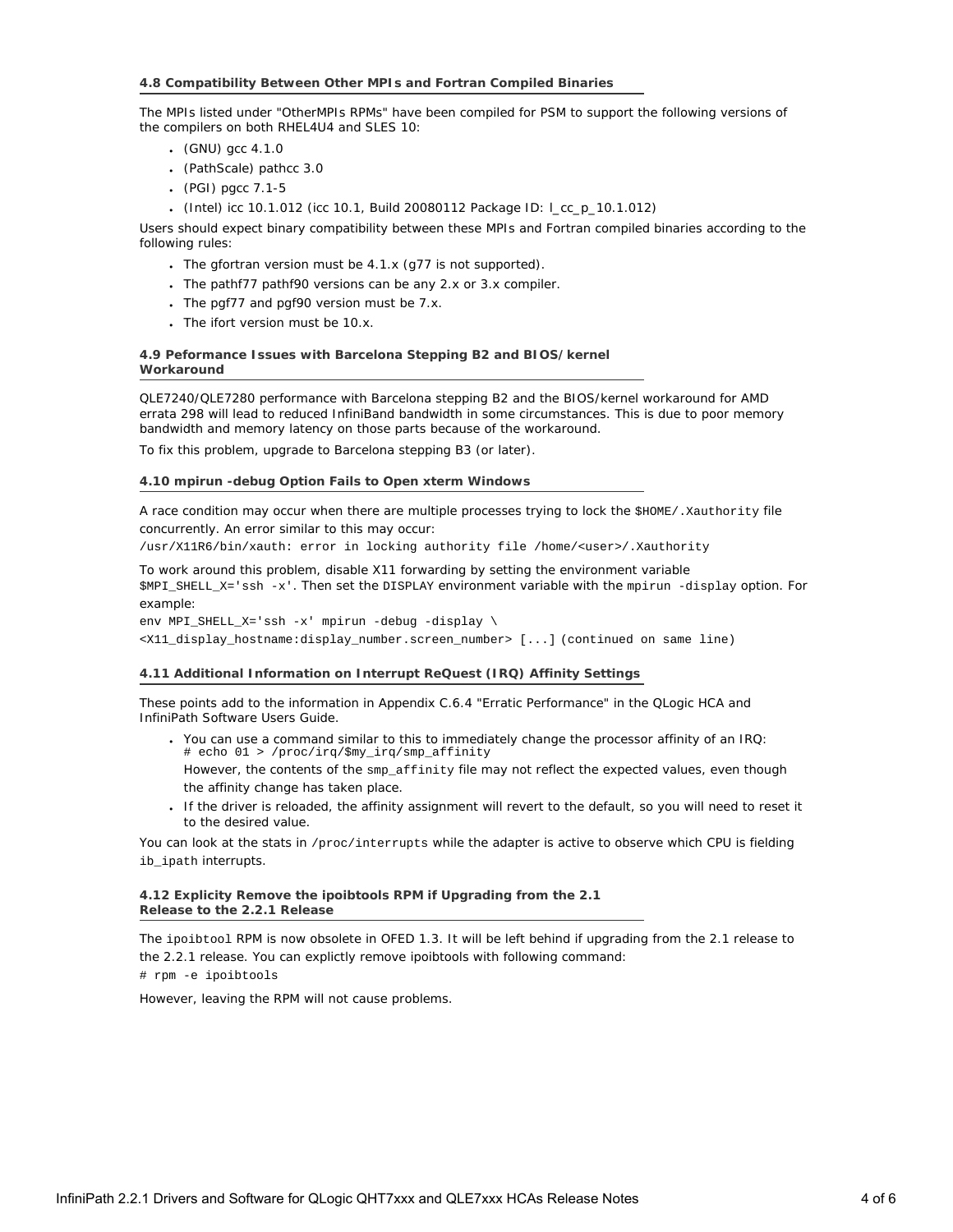#### 4.8 Compatibility Between Other MPIs and Fortran Compiled Binaries

The MPIs listed under "OtherMPIs RPMs" have been compiled for PSM to support the following versions of the compilers on both RHEL4U4 and SLES 10:

- (GNU) gcc 4.1.0
- (PathScale) pathcc 3.0
- (PGI) pgcc 7.1-5
- (Intel) icc 10.1.012 (icc 10.1, Build 20080112 Package ID: l_cc_p_10.1.012)

Users should expect binary compatibility between these MPIs and Fortran compiled binaries according to the following rules:

- The gfortran version must be 4.1.x (g77 is not supported).
- The pathf77 pathf90 versions can be any 2.x or 3.x compiler.
- The pgf77 and pgf90 version must be 7.x.
- The ifort version must be 10.x.

#### 4.9 Peformance Issues with Barcelona Stepping B2 and BIOS/kernel Workaround

QLE7240/QLE7280 performance with Barcelona stepping B2 and the BIOS/kernel workaround for AMD errata 298 will lead to reduced InfiniBand bandwidth in some circumstances. This is due to poor memory bandwidth and memory latency on those parts because of the workaround.

To fix this problem, upgrade to Barcelona stepping B3 (or later).

#### 4.10 mpirun -debug Option Fails to Open xterm Windows

A race condition may occur when there are multiple processes trying to lock the `$HOME/.Xauthority` file concurrently. An error similar to this may occur:

```
/usr/X11R6/bin/xauth: error in locking authority file /home/<user>/.Xauthority
```

To work around this problem, disable X11 forwarding by setting the environment variable `$MPI_SHELL_X='ssh -x'`. Then set the `DISPLAY` environment variable with the `mpirun -display` option. For example:

```
env MPI_SHELL_X='ssh -x' mpirun -debug -display \
<X11_display_hostname:display_number.screen_number> [...] (continued on same line)
```

#### 4.11 Additional Information on Interrupt ReQuest (IRQ) Affinity Settings

These points add to the information in Appendix C.6.4 "Erratic Performance" in the QLogic HCA and InfiniPath Software Users Guide.

- You can use a command similar to this to immediately change the processor affinity of an IRQ:
  ```
  # echo 01 > /proc/irq/$my_irq/smp_affinity
  ```
  However, the contents of the `smp_affinity` file may not reflect the expected values, even though the affinity change has taken place.
- If the driver is reloaded, the affinity assignment will revert to the default, so you will need to reset it to the desired value.

You can look at the stats in `/proc/interrupts` while the adapter is active to observe which CPU is fielding `ib_ipath` interrupts.

#### 4.12 Explicity Remove the ipoibtools RPM if Upgrading from the 2.1 Release to the 2.2.1 Release

The `ipoibtool` RPM is now obsolete in OFED 1.3. It will be left behind if upgrading from the 2.1 release to the 2.2.1 release. You can explictly remove ipoibtools with following command:

```
# rpm -e ipoibtools
```

However, leaving the RPM will not cause problems.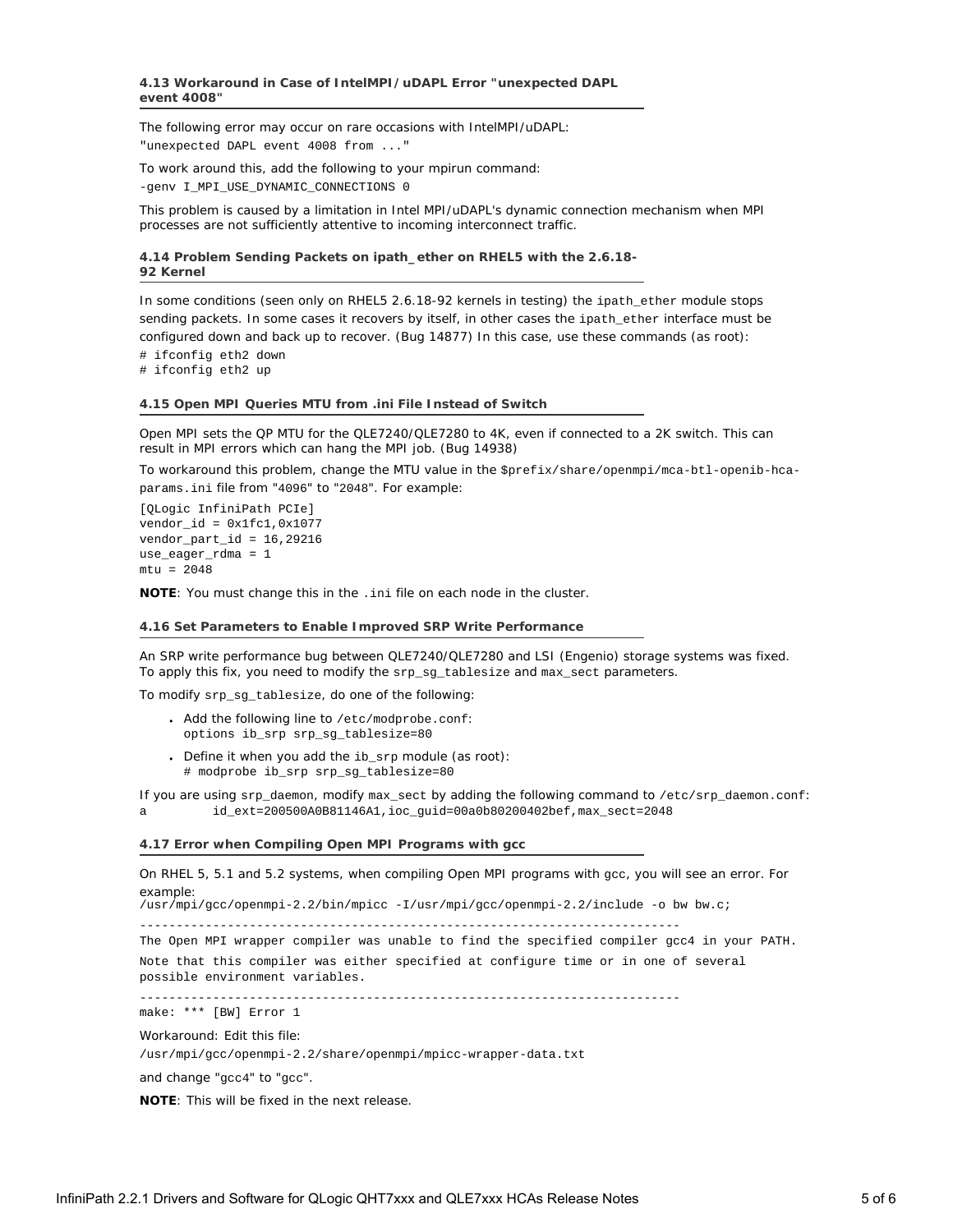### 4.13 Workaround in Case of IntelMPI/uDAPL Error "unexpected DAPL event 4008"

The following error may occur on rare occasions with IntelMPI/uDAPL:

```
"unexpected DAPL event 4008 from ..."
```

To work around this, add the following to your mpirun command:

```
-genv I_MPI_USE_DYNAMIC_CONNECTIONS 0
```

This problem is caused by a limitation in Intel MPI/uDAPL's dynamic connection mechanism when MPI processes are not sufficiently attentive to incoming interconnect traffic.

### 4.14 Problem Sending Packets on ipath_ether on RHEL5 with the 2.6.18-92 Kernel

In some conditions (seen only on RHEL5 2.6.18-92 kernels in testing) the `ipath_ether` module stops sending packets. In some cases it recovers by itself, in other cases the `ipath_ether` interface must be configured down and back up to recover. (Bug 14877) In this case, use these commands (as root):

```
# ifconfig eth2 down
# ifconfig eth2 up
```

### 4.15 Open MPI Queries MTU from .ini File Instead of Switch

Open MPI sets the QP MTU for the QLE7240/QLE7280 to 4K, even if connected to a 2K switch. This can result in MPI errors which can hang the MPI job. (Bug 14938)

To workaround this problem, change the MTU value in the `$prefix/share/openmpi/mca-btl-openib-hca-params.ini` file from "4096" to "2048". For example:

```
[QLogic InfiniPath PCIe]
vendor_id = 0x1fc1,0x1077
vendor_part_id = 16,29216
use_eager_rdma = 1
mtu = 2048
```

**NOTE**: You must change this in the `.ini` file on each node in the cluster.

### 4.16 Set Parameters to Enable Improved SRP Write Performance

An SRP write performance bug between QLE7240/QLE7280 and LSI (Engenio) storage systems was fixed. To apply this fix, you need to modify the `srp_sg_tablesize` and `max_sect` parameters.

To modify `srp_sg_tablesize`, do one of the following:

- Add the following line to `/etc/modprobe.conf`:
  `options ib_srp srp_sg_tablesize=80`
- Define it when you add the `ib_srp` module (as root):
  `# modprobe ib_srp srp_sg_tablesize=80`

If you are using `srp_daemon`, modify `max_sect` by adding the following command to `/etc/srp_daemon.conf`:

```
a         id_ext=200500A0B81146A1,ioc_guid=00a0b80200402bef,max_sect=2048
```

### 4.17 Error when Compiling Open MPI Programs with gcc

On RHEL 5, 5.1 and 5.2 systems, when compiling Open MPI programs with `gcc`, you will see an error. For example:

```
/usr/mpi/gcc/openmpi-2.2/bin/mpicc -I/usr/mpi/gcc/openmpi-2.2/include -o bw bw.c;
--------------------------------------------------------------------------
The Open MPI wrapper compiler was unable to find the specified compiler gcc4 in your PATH.
Note that this compiler was either specified at configure time or in one of several
possible environment variables.
--------------------------------------------------------------------------
make: *** [BW] Error 1
```

Workaround: Edit this file:

`/usr/mpi/gcc/openmpi-2.2/share/openmpi/mpicc-wrapper-data.txt`

and change "`gcc4`" to "`gcc`".

**NOTE**: This will be fixed in the next release.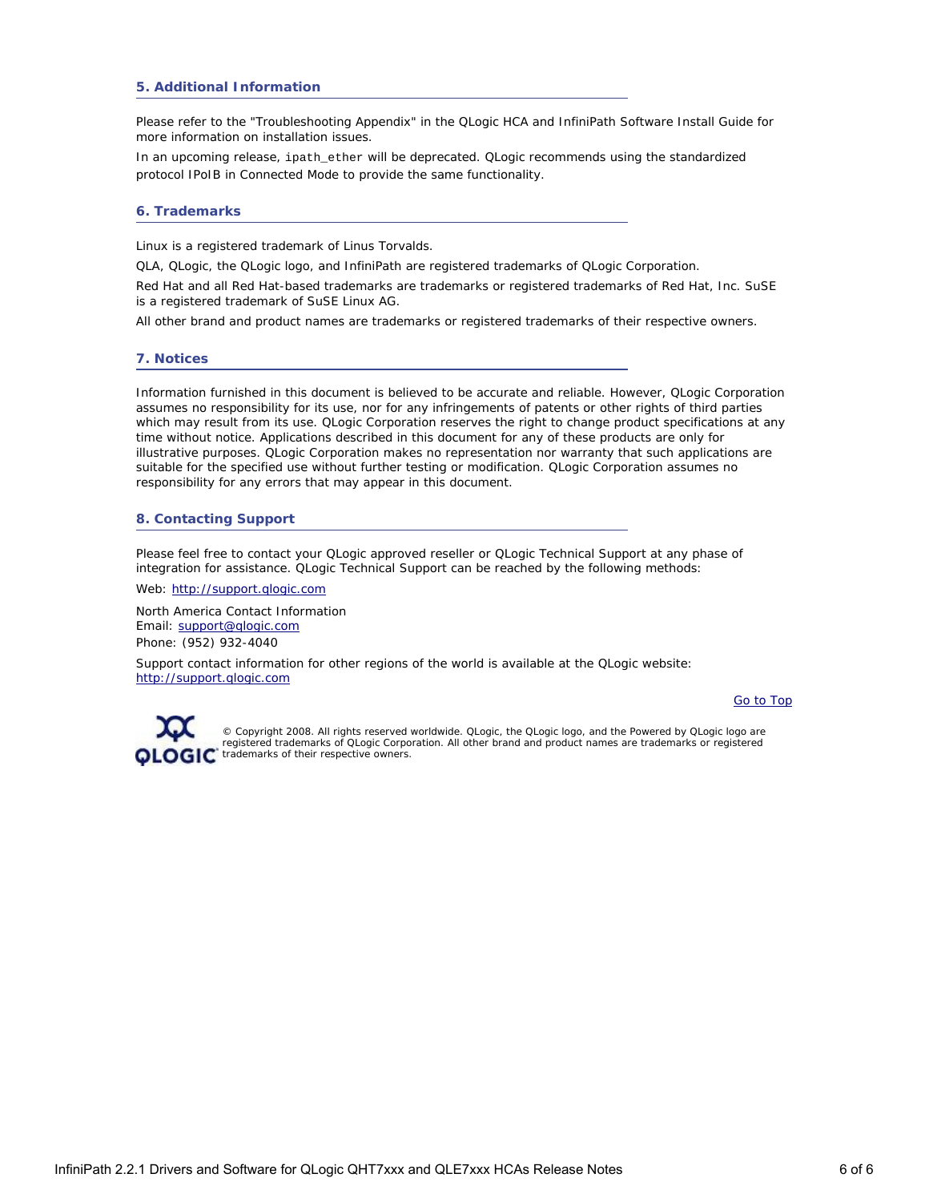## 5. Additional Information

Please refer to the "Troubleshooting Appendix" in the QLogic HCA and InfiniPath Software Install Guide for more information on installation issues.

In an upcoming release, `ipath_ether` will be deprecated. QLogic recommends using the standardized protocol IPoIB in Connected Mode to provide the same functionality.

## 6. Trademarks

Linux is a registered trademark of Linus Torvalds.

QLA, QLogic, the QLogic logo, and InfiniPath are registered trademarks of QLogic Corporation.

Red Hat and all Red Hat-based trademarks are trademarks or registered trademarks of Red Hat, Inc. SuSE is a registered trademark of SuSE Linux AG.

All other brand and product names are trademarks or registered trademarks of their respective owners.

## 7. Notices

Information furnished in this document is believed to be accurate and reliable. However, QLogic Corporation assumes no responsibility for its use, nor for any infringements of patents or other rights of third parties which may result from its use. QLogic Corporation reserves the right to change product specifications at any time without notice. Applications described in this document for any of these products are only for illustrative purposes. QLogic Corporation makes no representation nor warranty that such applications are suitable for the specified use without further testing or modification. QLogic Corporation assumes no responsibility for any errors that may appear in this document.

## 8. Contacting Support

Please feel free to contact your QLogic approved reseller or QLogic Technical Support at any phase of integration for assistance. QLogic Technical Support can be reached by the following methods:

Web: http://support.qlogic.com

North America Contact Information
Email: support@qlogic.com
Phone: (952) 932-4040

Support contact information for other regions of the world is available at the QLogic website:
http://support.qlogic.com

Go to Top

© Copyright 2008. All rights reserved worldwide. QLogic, the QLogic logo, and the Powered by QLogic logo are registered trademarks of QLogic Corporation. All other brand and product names are trademarks or registered trademarks of their respective owners.